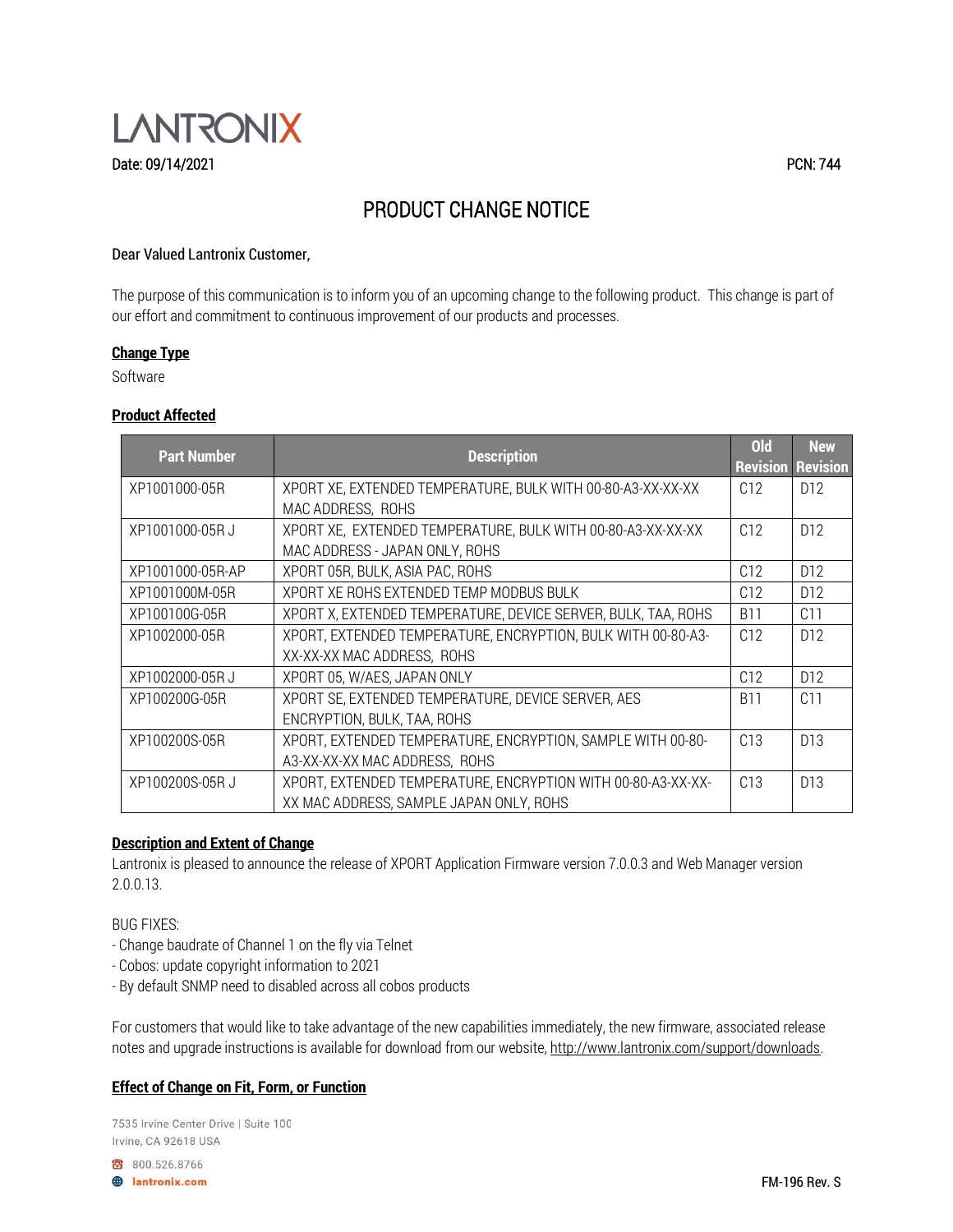LANTRONIX

Date: 09/14/2021

PCN: 744

# PRODUCT CHANGE NOTICE

Dear Valued Lantronix Customer,

The purpose of this communication is to inform you of an upcoming change to the following product. This change is part of our effort and commitment to continuous improvement of our products and processes.

## Change Type

Software

## Product Affected

| Part Number | Description | Old Revision | New Revision |
|---|---|---|---|
| XP1001000-05R | XPORT XE, EXTENDED TEMPERATURE, BULK WITH 00-80-A3-XX-XX-XX MAC ADDRESS, ROHS | C12 | D12 |
| XP1001000-05R J | XPORT XE, EXTENDED TEMPERATURE, BULK WITH 00-80-A3-XX-XX-XX MAC ADDRESS - JAPAN ONLY, ROHS | C12 | D12 |
| XP1001000-05R-AP | XPORT 05R, BULK, ASIA PAC, ROHS | C12 | D12 |
| XP1001000M-05R | XPORT XE ROHS EXTENDED TEMP MODBUS BULK | C12 | D12 |
| XP100100G-05R | XPORT X, EXTENDED TEMPERATURE, DEVICE SERVER, BULK, TAA, ROHS | B11 | C11 |
| XP1002000-05R | XPORT, EXTENDED TEMPERATURE, ENCRYPTION, BULK WITH 00-80-A3-XX-XX-XX MAC ADDRESS, ROHS | C12 | D12 |
| XP1002000-05R J | XPORT 05, W/AES, JAPAN ONLY | C12 | D12 |
| XP100200G-05R | XPORT SE, EXTENDED TEMPERATURE, DEVICE SERVER, AES ENCRYPTION, BULK, TAA, ROHS | B11 | C11 |
| XP100200S-05R | XPORT, EXTENDED TEMPERATURE, ENCRYPTION, SAMPLE WITH 00-80-A3-XX-XX-XX MAC ADDRESS, ROHS | C13 | D13 |
| XP100200S-05R J | XPORT, EXTENDED TEMPERATURE, ENCRYPTION WITH 00-80-A3-XX-XX-XX MAC ADDRESS, SAMPLE JAPAN ONLY, ROHS | C13 | D13 |

## Description and Extent of Change

Lantronix is pleased to announce the release of XPORT Application Firmware version 7.0.0.3 and Web Manager version 2.0.0.13.

BUG FIXES:

- Change baudrate of Channel 1 on the fly via Telnet
- Cobos: update copyright information to 2021
- By default SNMP need to disabled across all cobos products

For customers that would like to take advantage of the new capabilities immediately, the new firmware, associated release notes and upgrade instructions is available for download from our website, http://www.lantronix.com/support/downloads.

## Effect of Change on Fit, Form, or Function

7535 Irvine Center Drive | Suite 100
Irvine, CA 92618 USA

800.526.8766
lantronix.com

FM-196 Rev. S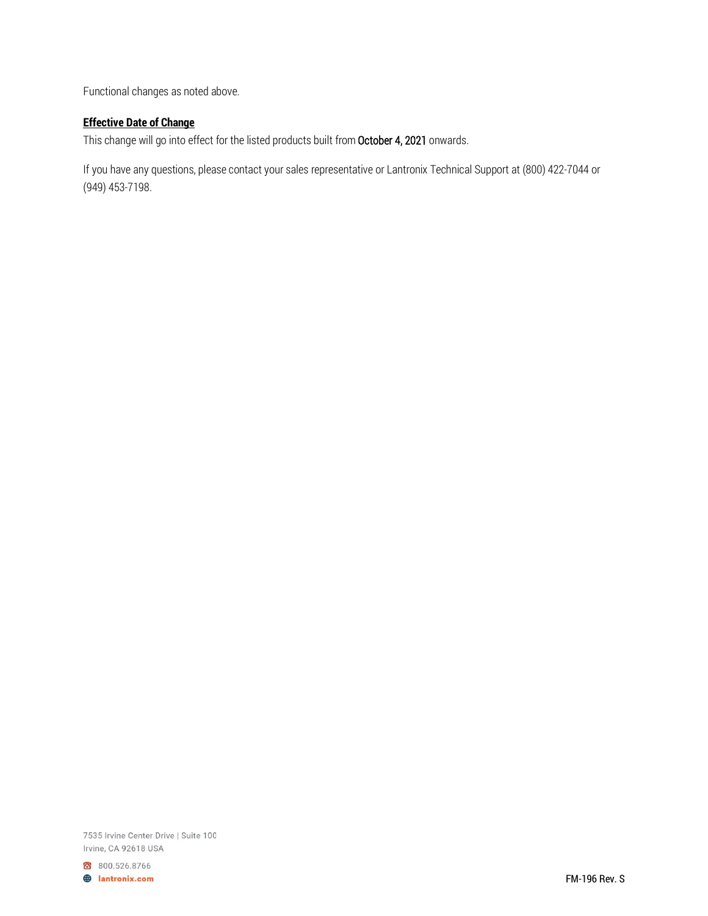Functional changes as noted above.

**Effective Date of Change**

This change will go into effect for the listed products built from October 4, 2021 onwards.

If you have any questions, please contact your sales representative or Lantronix Technical Support at (800) 422-7044 or (949) 453-7198.

7535 Irvine Center Drive | Suite 100
Irvine, CA 92618 USA

800.526.8766
lantronix.com

FM-196 Rev. S